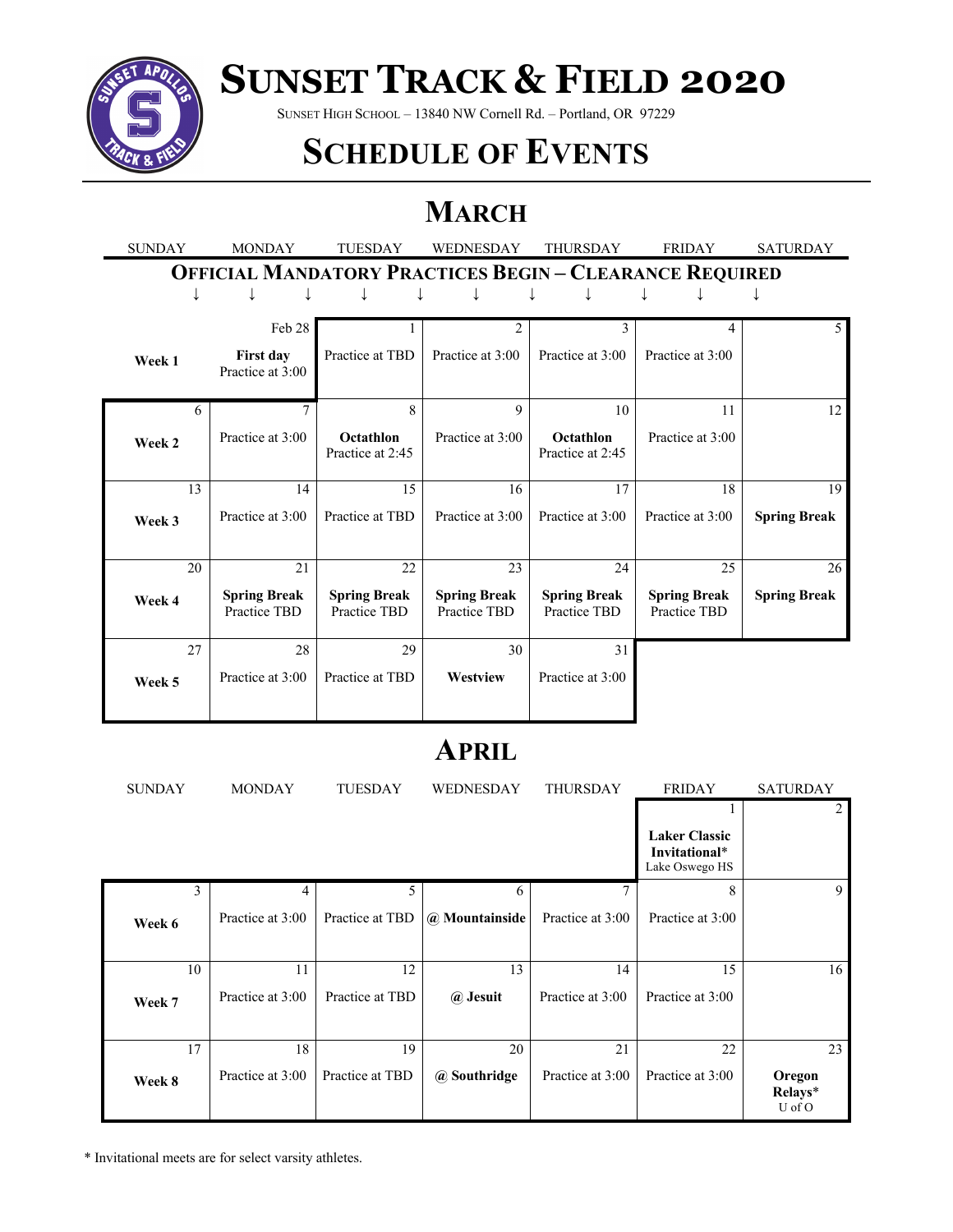# SUNSET TRACK & FIELD 2020

SUNSET HIGH SCHOOL – 13840 NW Cornell Rd. – Portland, OR 97229

## SCHEDULE OF EVENTS

## MARCH

**OFFICIAL MANDATORY PRACTICES BEGIN – CLEARANCE REQUIRED**

| SUNDAY | MONDAY | TUESDAY | WEDNESDAY | THURSDAY | FRIDAY | SATURDAY |
|---|---|---|---|---|---|---|
| **Week 1** | Feb 28 **First day** Practice at 3:00 | 1 Practice at TBD | 2 Practice at 3:00 | 3 Practice at 3:00 | 4 Practice at 3:00 | 5 |
| 6 **Week 2** | 7 Practice at 3:00 | 8 **Octathlon** Practice at 2:45 | 9 Practice at 3:00 | 10 **Octathlon** Practice at 2:45 | 11 Practice at 3:00 | 12 |
| 13 **Week 3** | 14 Practice at 3:00 | 15 Practice at TBD | 16 Practice at 3:00 | 17 Practice at 3:00 | 18 Practice at 3:00 | 19 **Spring Break** |
| 20 **Week 4** | 21 **Spring Break** Practice TBD | 22 **Spring Break** Practice TBD | 23 **Spring Break** Practice TBD | 24 **Spring Break** Practice TBD | 25 **Spring Break** Practice TBD | 26 **Spring Break** |
| 27 **Week 5** | 28 Practice at 3:00 | 29 Practice at TBD | 30 **Westview** | 31 Practice at 3:00 | | |

## APRIL

| SUNDAY | MONDAY | TUESDAY | WEDNESDAY | THURSDAY | FRIDAY | SATURDAY |
|---|---|---|---|---|---|---|
| | | | | | 1 **Laker Classic Invitational*** Lake Oswego HS | 2 |
| 3 **Week 6** | 4 Practice at 3:00 | 5 Practice at TBD | 6 **@ Mountainside** | 7 Practice at 3:00 | 8 Practice at 3:00 | 9 |
| 10 **Week 7** | 11 Practice at 3:00 | 12 Practice at TBD | 13 **@ Jesuit** | 14 Practice at 3:00 | 15 Practice at 3:00 | 16 |
| 17 **Week 8** | 18 Practice at 3:00 | 19 Practice at TBD | 20 **@ Southridge** | 21 Practice at 3:00 | 22 Practice at 3:00 | 23 **Oregon Relays*** U of O |

* Invitational meets are for select varsity athletes.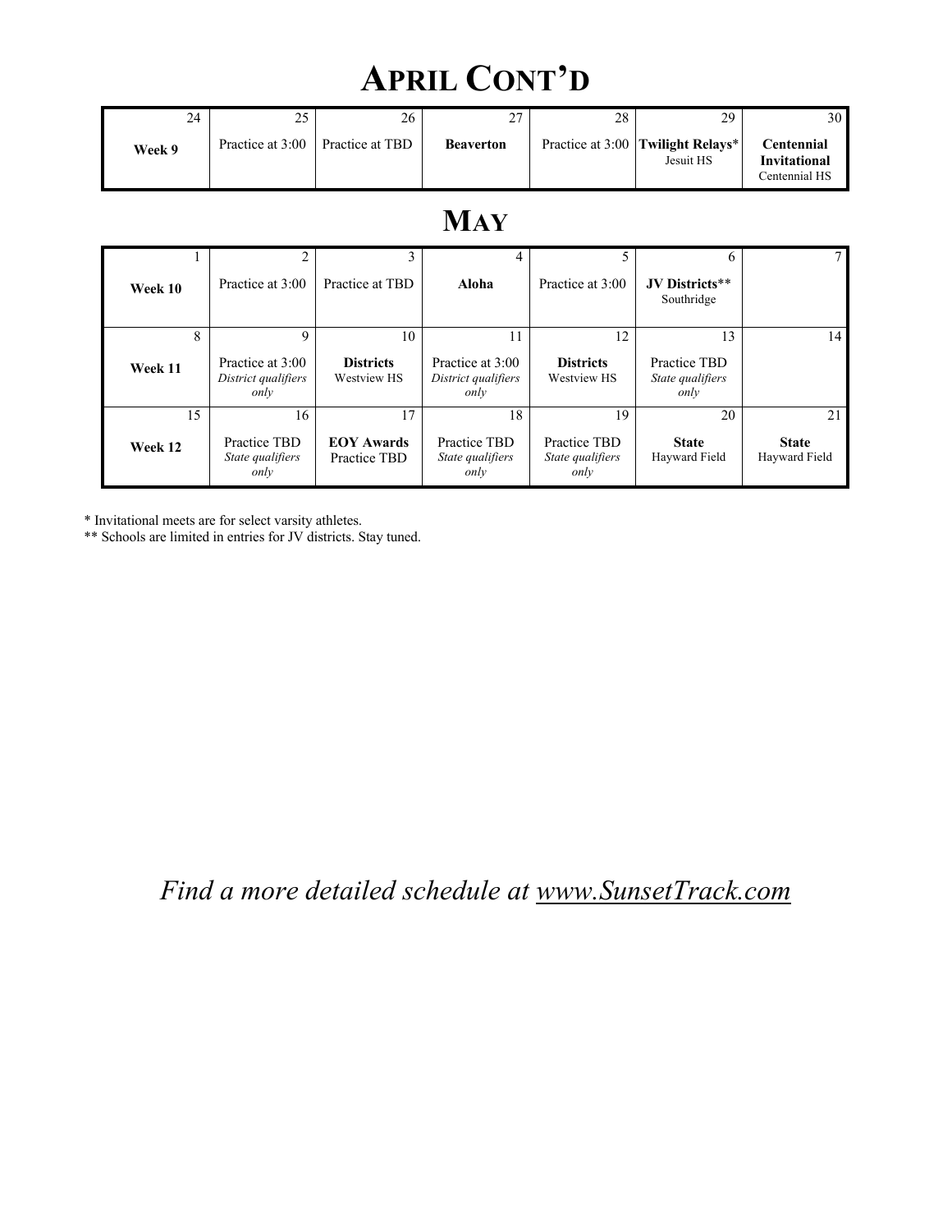# April Cont'd

| | | | | | | |
|---|---|---|---|---|---|---|
| 24<br>**Week 9** | 25<br>Practice at 3:00 | 26<br>Practice at TBD | 27<br>**Beaverton** | 28<br>Practice at 3:00 | 29<br>**Twilight Relays***<br>Jesuit HS | 30<br>**Centennial Invitational**<br>Centennial HS |

# May

| | | | | | | |
|---|---|---|---|---|---|---|
| 1<br>**Week 10** | 2<br>Practice at 3:00 | 3<br>Practice at TBD | 4<br>**Aloha** | 5<br>Practice at 3:00 | 6<br>**JV Districts****<br>Southridge | 7 |
| 8<br>**Week 11** | 9<br>Practice at 3:00<br>*District qualifiers only* | 10<br>**Districts**<br>Westview HS | 11<br>Practice at 3:00<br>*District qualifiers only* | 12<br>**Districts**<br>Westview HS | 13<br>Practice TBD<br>*State qualifiers only* | 14 |
| 15<br>**Week 12** | 16<br>Practice TBD<br>*State qualifiers only* | 17<br>**EOY Awards**<br>Practice TBD | 18<br>Practice TBD<br>*State qualifiers only* | 19<br>Practice TBD<br>*State qualifiers only* | 20<br>**State**<br>Hayward Field | 21<br>**State**<br>Hayward Field |

\* Invitational meets are for select varsity athletes.

** Schools are limited in entries for JV districts. Stay tuned.

*Find a more detailed schedule at [www.SunsetTrack.com](http://www.SunsetTrack.com)*